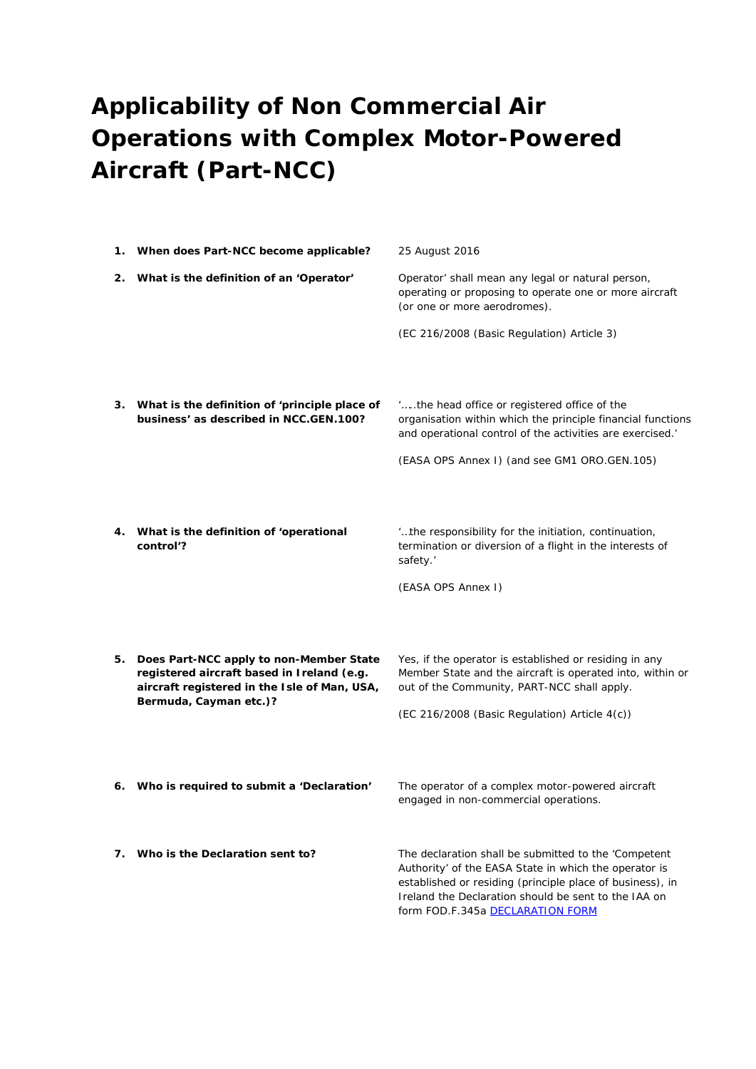# Applicability of Non Commercial Air Operations with Complex Motor-Powered Aircraft (Part-NCC)

| | |
|---|---|
| **1. When does Part-NCC become applicable?** | 25 August 2016 |
| **2. What is the definition of an 'Operator'** | Operator' shall mean any legal or natural person, operating or proposing to operate one or more aircraft (or one or more aerodromes).<br><br>(EC 216/2008 (Basic Regulation) Article 3) |
| **3. What is the definition of 'principle place of business' as described in NCC.GEN.100?** | '.….the head office or registered office of the organisation within which the principle financial functions and operational control of the activities are exercised.'<br><br>(EASA OPS Annex I) (and see GM1 ORO.GEN.105) |
| **4. What is the definition of 'operational control'?** | '…the responsibility for the initiation, continuation, termination or diversion of a flight in the interests of safety.'<br><br>(EASA OPS Annex I) |
| **5. Does Part-NCC apply to non-Member State registered aircraft based in Ireland (e.g. aircraft registered in the Isle of Man, USA, Bermuda, Cayman etc.)?** | Yes, if the operator is established or residing in any Member State and the aircraft is operated into, within or out of the Community, PART-NCC shall apply.<br><br>(EC 216/2008 (Basic Regulation) Article 4(c)) |
| **6. Who is required to submit a 'Declaration'** | The operator of a complex motor-powered aircraft engaged in non-commercial operations. |
| **7. Who is the Declaration sent to?** | The declaration shall be submitted to the 'Competent Authority' of the EASA State in which the operator is established or residing (principle place of business), in Ireland the Declaration should be sent to the IAA on form FOD.F.345a DECLARATION FORM |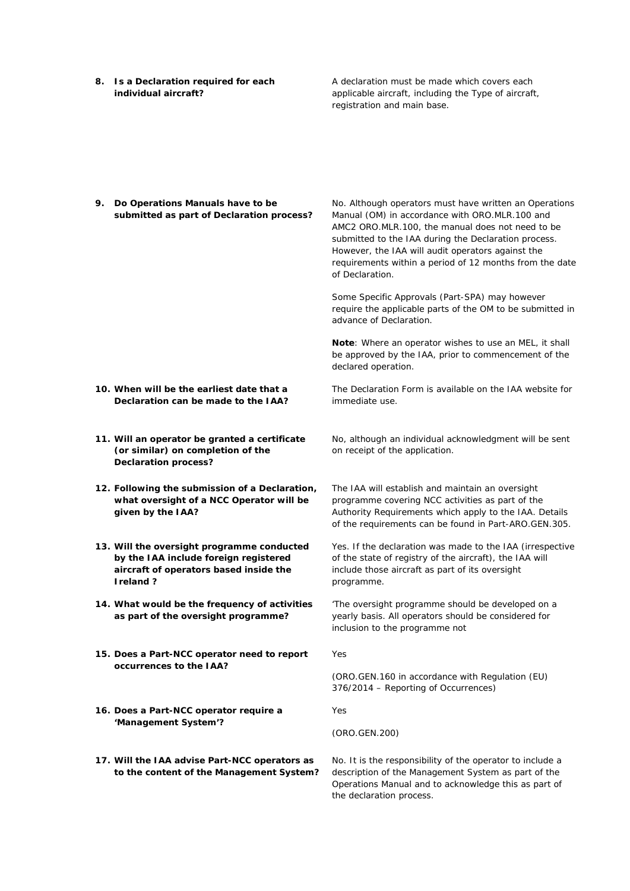**8. Is a Declaration required for each individual aircraft?**

A declaration must be made which covers each applicable aircraft, including the Type of aircraft, registration and main base.

**9. Do Operations Manuals have to be submitted as part of Declaration process?**

No. Although operators must have written an Operations Manual (OM) in accordance with ORO.MLR.100 and AMC2 ORO.MLR.100, the manual does not need to be submitted to the IAA during the Declaration process. However, the IAA will audit operators against the requirements within a period of 12 months from the date of Declaration.

Some Specific Approvals (Part-SPA) may however require the applicable parts of the OM to be submitted in advance of Declaration.

**Note**: Where an operator wishes to use an MEL, it shall be approved by the IAA, prior to commencement of the declared operation.

**10. When will be the earliest date that a Declaration can be made to the IAA?**

The Declaration Form is available on the IAA website for immediate use.

**11. Will an operator be granted a certificate (or similar) on completion of the Declaration process?**

No, although an individual acknowledgment will be sent on receipt of the application.

**12. Following the submission of a Declaration, what oversight of a NCC Operator will be given by the IAA?**

The IAA will establish and maintain an oversight programme covering NCC activities as part of the Authority Requirements which apply to the IAA. Details of the requirements can be found in Part-ARO.GEN.305.

**13. Will the oversight programme conducted by the IAA include foreign registered aircraft of operators based inside the Ireland ?**

Yes. If the declaration was made to the IAA (irrespective of the state of registry of the aircraft), the IAA will include those aircraft as part of its oversight programme.

**14. What would be the frequency of activities as part of the oversight programme?**

'The oversight programme should be developed on a yearly basis. All operators should be considered for inclusion to the programme not

**15. Does a Part-NCC operator need to report occurrences to the IAA?**

Yes

(ORO.GEN.160 in accordance with Regulation (EU) 376/2014 – Reporting of Occurrences)

**16. Does a Part-NCC operator require a 'Management System'?**

Yes

(ORO.GEN.200)

**17. Will the IAA advise Part-NCC operators as to the content of the Management System?**

No. It is the responsibility of the operator to include a description of the Management System as part of the Operations Manual and to acknowledge this as part of the declaration process.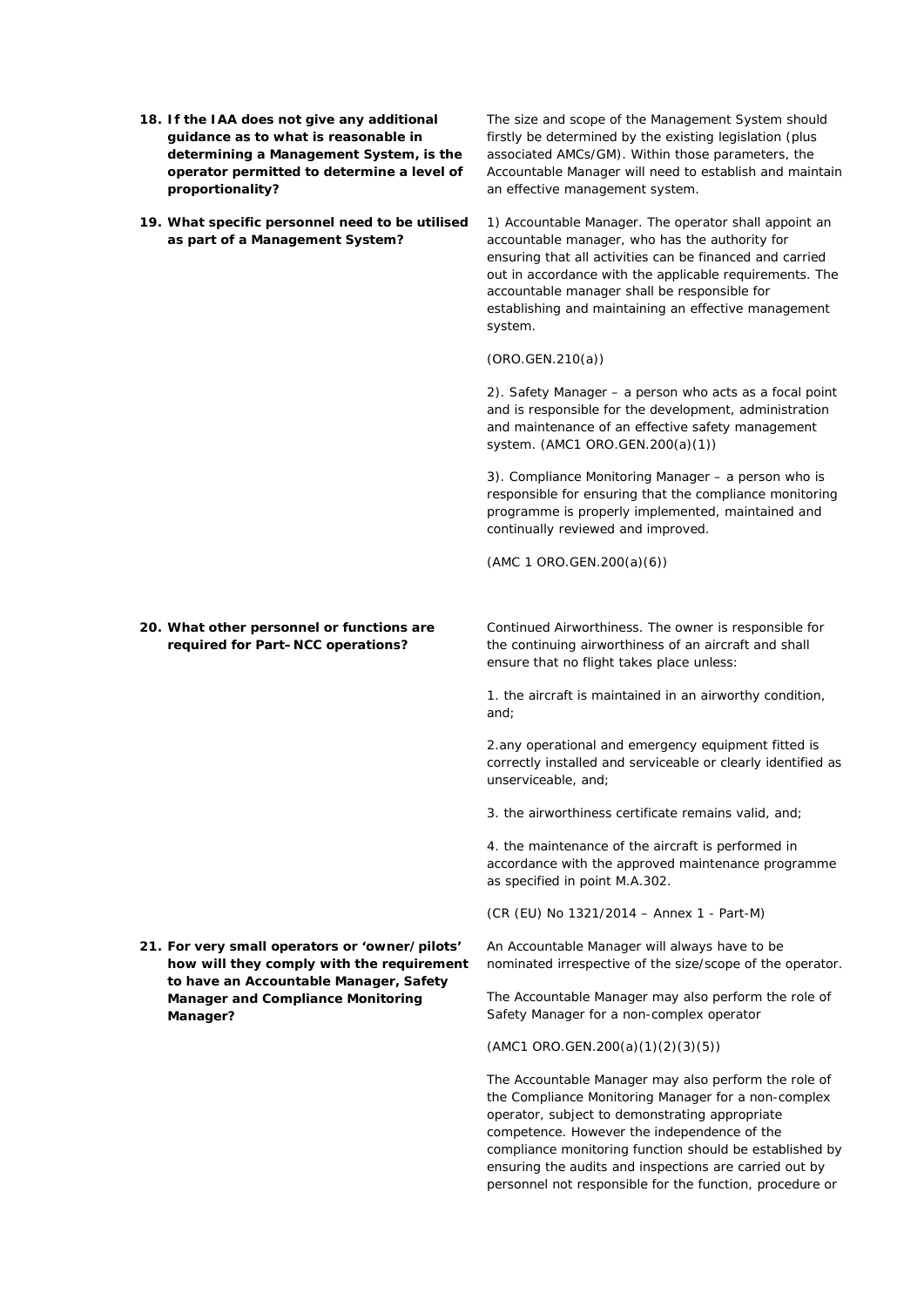**18. If the IAA does not give any additional guidance as to what is reasonable in determining a Management System, is the operator permitted to determine a level of proportionality?**

The size and scope of the Management System should firstly be determined by the existing legislation (plus associated AMCs/GM). Within those parameters, the Accountable Manager will need to establish and maintain an effective management system.

**19. What specific personnel need to be utilised as part of a Management System?**

1) Accountable Manager. The operator shall appoint an accountable manager, who has the authority for ensuring that all activities can be financed and carried out in accordance with the applicable requirements. The accountable manager shall be responsible for establishing and maintaining an effective management system.

(ORO.GEN.210(a))

2). Safety Manager – a person who acts as a focal point and is responsible for the development, administration and maintenance of an effective safety management system. (AMC1 ORO.GEN.200(a)(1))

3). Compliance Monitoring Manager – a person who is responsible for ensuring that the compliance monitoring programme is properly implemented, maintained and continually reviewed and improved.

(AMC 1 ORO.GEN.200(a)(6))

**20. What other personnel or functions are required for Part–NCC operations?**

Continued Airworthiness. The owner is responsible for the continuing airworthiness of an aircraft and shall ensure that no flight takes place unless:

1. the aircraft is maintained in an airworthy condition, and;

2.any operational and emergency equipment fitted is correctly installed and serviceable or clearly identified as unserviceable, and;

3. the airworthiness certificate remains valid, and;

4. the maintenance of the aircraft is performed in accordance with the approved maintenance programme as specified in point M.A.302.

(CR (EU) No 1321/2014 – Annex 1 - Part-M)

**21. For very small operators or 'owner/pilots' how will they comply with the requirement to have an Accountable Manager, Safety Manager and Compliance Monitoring Manager?**

An Accountable Manager will always have to be nominated irrespective of the size/scope of the operator.

The Accountable Manager may also perform the role of Safety Manager for a non-complex operator

(AMC1 ORO.GEN.200(a)(1)(2)(3)(5))

The Accountable Manager may also perform the role of the Compliance Monitoring Manager for a non-complex operator, subject to demonstrating appropriate competence. However the independence of the compliance monitoring function should be established by ensuring the audits and inspections are carried out by personnel not responsible for the function, procedure or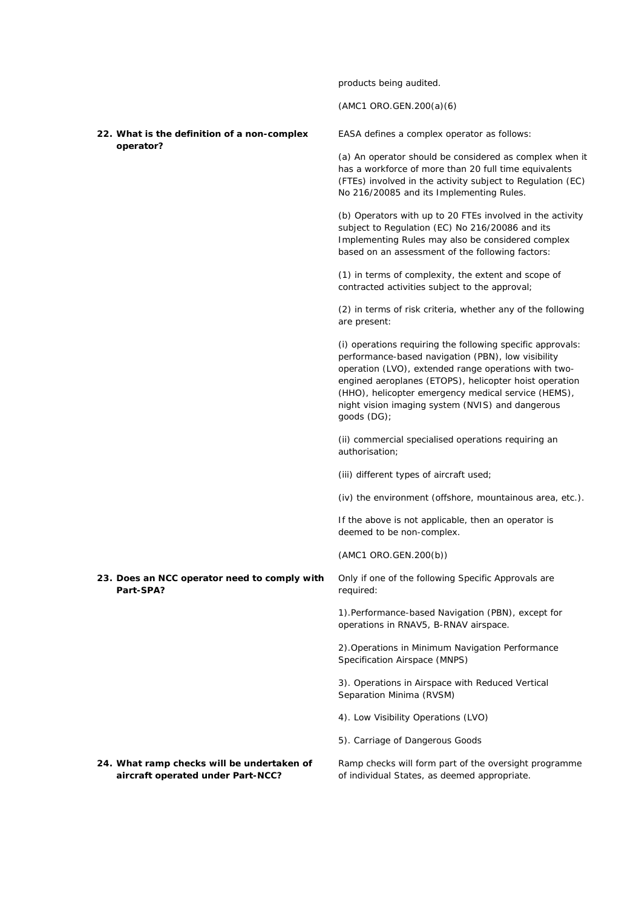products being audited.

(AMC1 ORO.GEN.200(a)(6)

**22. What is the definition of a non-complex operator?**

EASA defines a complex operator as follows:

(a) An operator should be considered as complex when it has a workforce of more than 20 full time equivalents (FTEs) involved in the activity subject to Regulation (EC) No 216/20085 and its Implementing Rules.

(b) Operators with up to 20 FTEs involved in the activity subject to Regulation (EC) No 216/20086 and its Implementing Rules may also be considered complex based on an assessment of the following factors:

(1) in terms of complexity, the extent and scope of contracted activities subject to the approval;

(2) in terms of risk criteria, whether any of the following are present:

(i) operations requiring the following specific approvals: performance-based navigation (PBN), low visibility operation (LVO), extended range operations with two-engined aeroplanes (ETOPS), helicopter hoist operation (HHO), helicopter emergency medical service (HEMS), night vision imaging system (NVIS) and dangerous goods (DG);

(ii) commercial specialised operations requiring an authorisation;

(iii) different types of aircraft used;

(iv) the environment (offshore, mountainous area, etc.).

If the above is not applicable, then an operator is deemed to be non-complex.

(AMC1 ORO.GEN.200(b))

**23. Does an NCC operator need to comply with Part-SPA?**

Only if one of the following Specific Approvals are required:

1).Performance-based Navigation (PBN), except for operations in RNAV5, B-RNAV airspace.

2).Operations in Minimum Navigation Performance Specification Airspace (MNPS)

3). Operations in Airspace with Reduced Vertical Separation Minima (RVSM)

4). Low Visibility Operations (LVO)

5). Carriage of Dangerous Goods

**24. What ramp checks will be undertaken of aircraft operated under Part-NCC?**

Ramp checks will form part of the oversight programme of individual States, as deemed appropriate.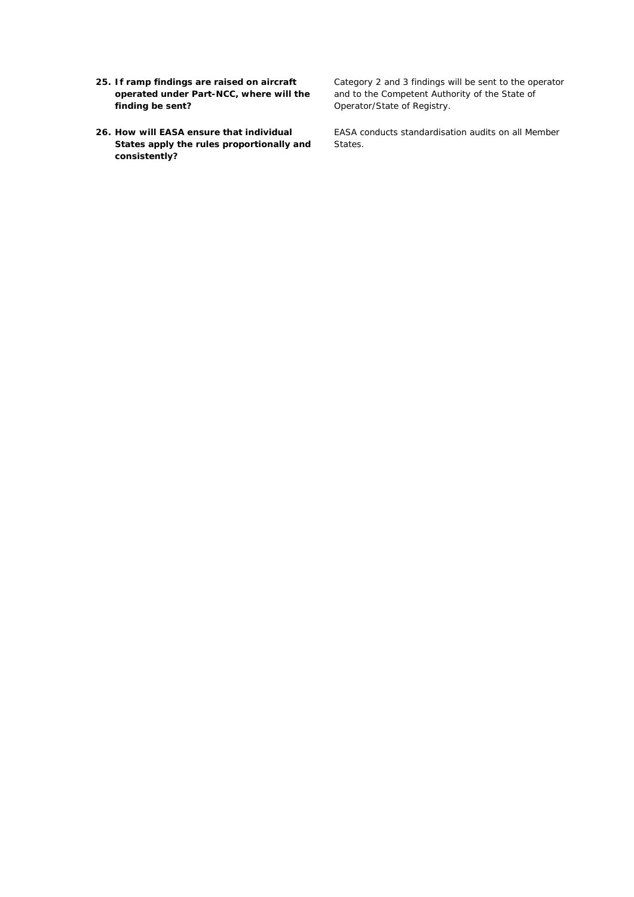| | |
|---|---|
| **25. If ramp findings are raised on aircraft operated under Part-NCC, where will the finding be sent?** | Category 2 and 3 findings will be sent to the operator and to the Competent Authority of the State of Operator/State of Registry. |
| **26. How will EASA ensure that individual States apply the rules proportionally and consistently?** | EASA conducts standardisation audits on all Member States. |